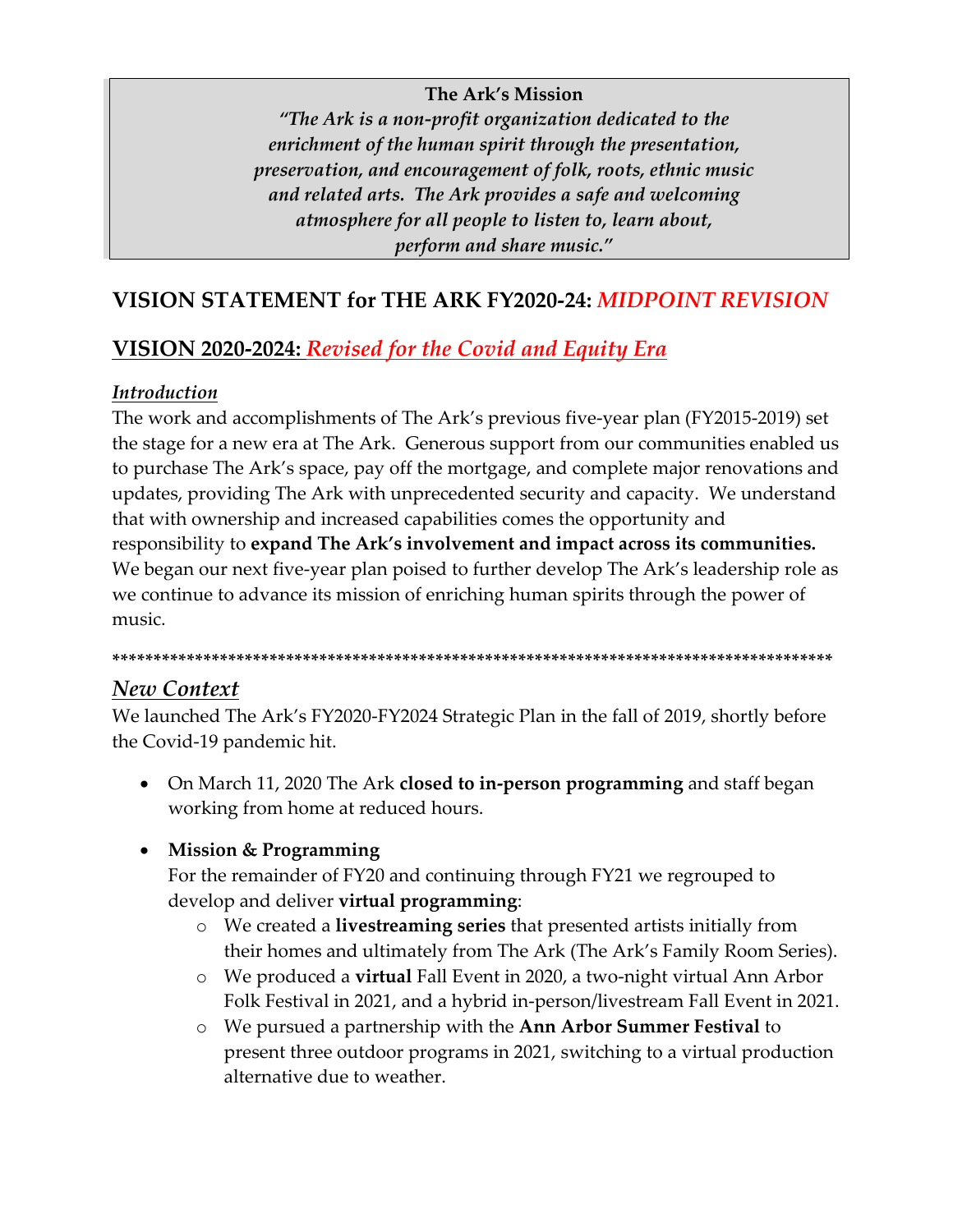**The Ark's Mission**

*"The Ark is a non-profit organization dedicated to the enrichment of the human spirit through the presentation, preservation, and encouragement of folk, roots, ethnic music and related arts. The Ark provides a safe and welcoming atmosphere for all people to listen to, learn about, perform and share music."*

## VISION STATEMENT for THE ARK FY2020-24: *MIDPOINT REVISION*

## VISION 2020-2024: *Revised for the Covid and Equity Era*

### *Introduction*

The work and accomplishments of The Ark's previous five-year plan (FY2015-2019) set the stage for a new era at The Ark. Generous support from our communities enabled us to purchase The Ark's space, pay off the mortgage, and complete major renovations and updates, providing The Ark with unprecedented security and capacity. We understand that with ownership and increased capabilities comes the opportunity and responsibility to **expand The Ark's involvement and impact across its communities.** We began our next five-year plan poised to further develop The Ark's leadership role as we continue to advance its mission of enriching human spirits through the power of music.

*************************************************************************************

### *New Context*

We launched The Ark's FY2020-FY2024 Strategic Plan in the fall of 2019, shortly before the Covid-19 pandemic hit.

- On March 11, 2020 The Ark **closed to in-person programming** and staff began working from home at reduced hours.
- **Mission & Programming**
  For the remainder of FY20 and continuing through FY21 we regrouped to develop and deliver **virtual programming**:
  - We created a **livestreaming series** that presented artists initially from their homes and ultimately from The Ark (The Ark's Family Room Series).
  - We produced a **virtual** Fall Event in 2020, a two-night virtual Ann Arbor Folk Festival in 2021, and a hybrid in-person/livestream Fall Event in 2021.
  - We pursued a partnership with the **Ann Arbor Summer Festival** to present three outdoor programs in 2021, switching to a virtual production alternative due to weather.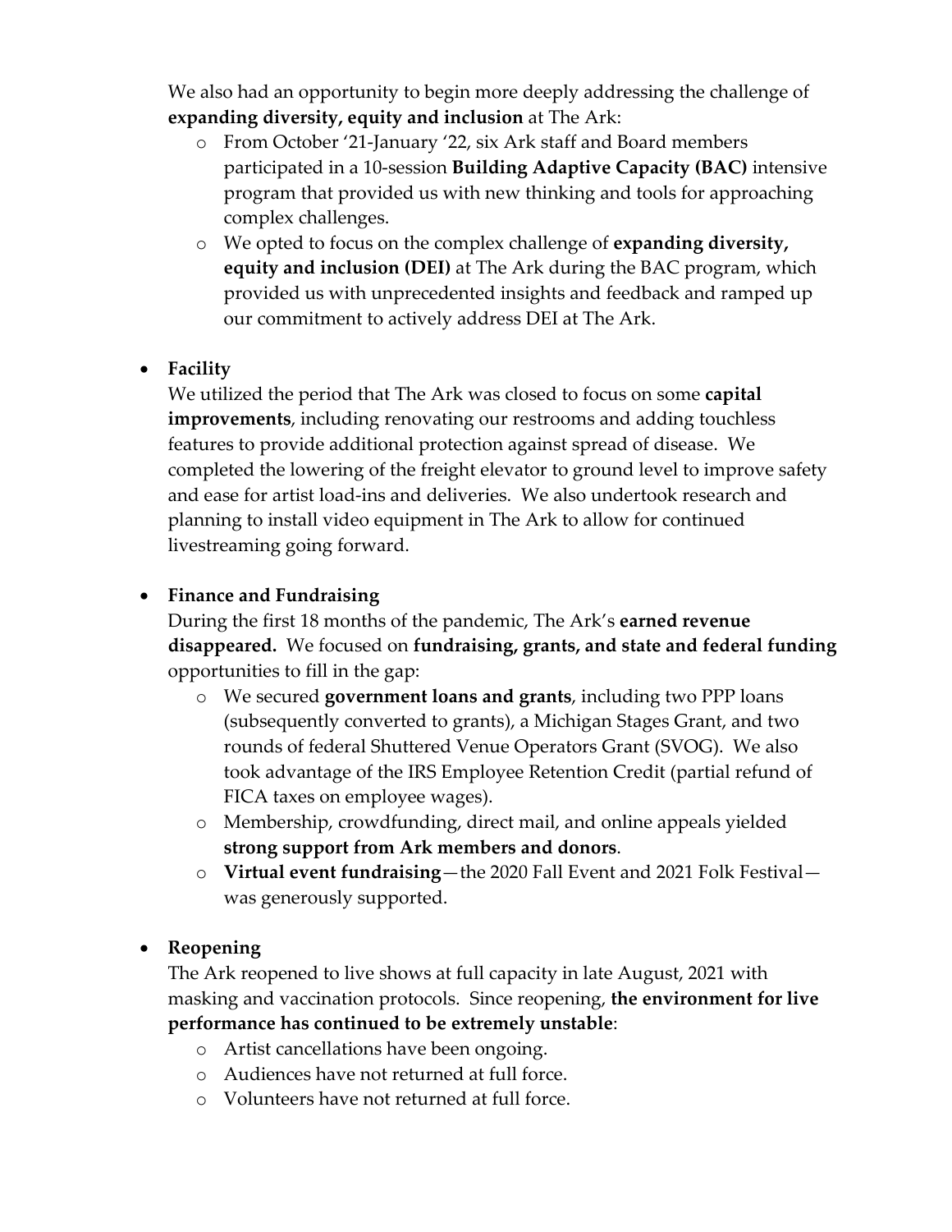We also had an opportunity to begin more deeply addressing the challenge of **expanding diversity, equity and inclusion** at The Ark:

- From October '21-January '22, six Ark staff and Board members participated in a 10-session **Building Adaptive Capacity (BAC)** intensive program that provided us with new thinking and tools for approaching complex challenges.
- We opted to focus on the complex challenge of **expanding diversity, equity and inclusion (DEI)** at The Ark during the BAC program, which provided us with unprecedented insights and feedback and ramped up our commitment to actively address DEI at The Ark.

- **Facility**

  We utilized the period that The Ark was closed to focus on some **capital improvements**, including renovating our restrooms and adding touchless features to provide additional protection against spread of disease. We completed the lowering of the freight elevator to ground level to improve safety and ease for artist load-ins and deliveries. We also undertook research and planning to install video equipment in The Ark to allow for continued livestreaming going forward.

- **Finance and Fundraising**

  During the first 18 months of the pandemic, The Ark's **earned revenue disappeared.** We focused on **fundraising, grants, and state and federal funding** opportunities to fill in the gap:
  - We secured **government loans and grants**, including two PPP loans (subsequently converted to grants), a Michigan Stages Grant, and two rounds of federal Shuttered Venue Operators Grant (SVOG). We also took advantage of the IRS Employee Retention Credit (partial refund of FICA taxes on employee wages).
  - Membership, crowdfunding, direct mail, and online appeals yielded **strong support from Ark members and donors**.
  - **Virtual event fundraising**—the 2020 Fall Event and 2021 Folk Festival—was generously supported.

- **Reopening**

  The Ark reopened to live shows at full capacity in late August, 2021 with masking and vaccination protocols. Since reopening, **the environment for live performance has continued to be extremely unstable**:
  - Artist cancellations have been ongoing.
  - Audiences have not returned at full force.
  - Volunteers have not returned at full force.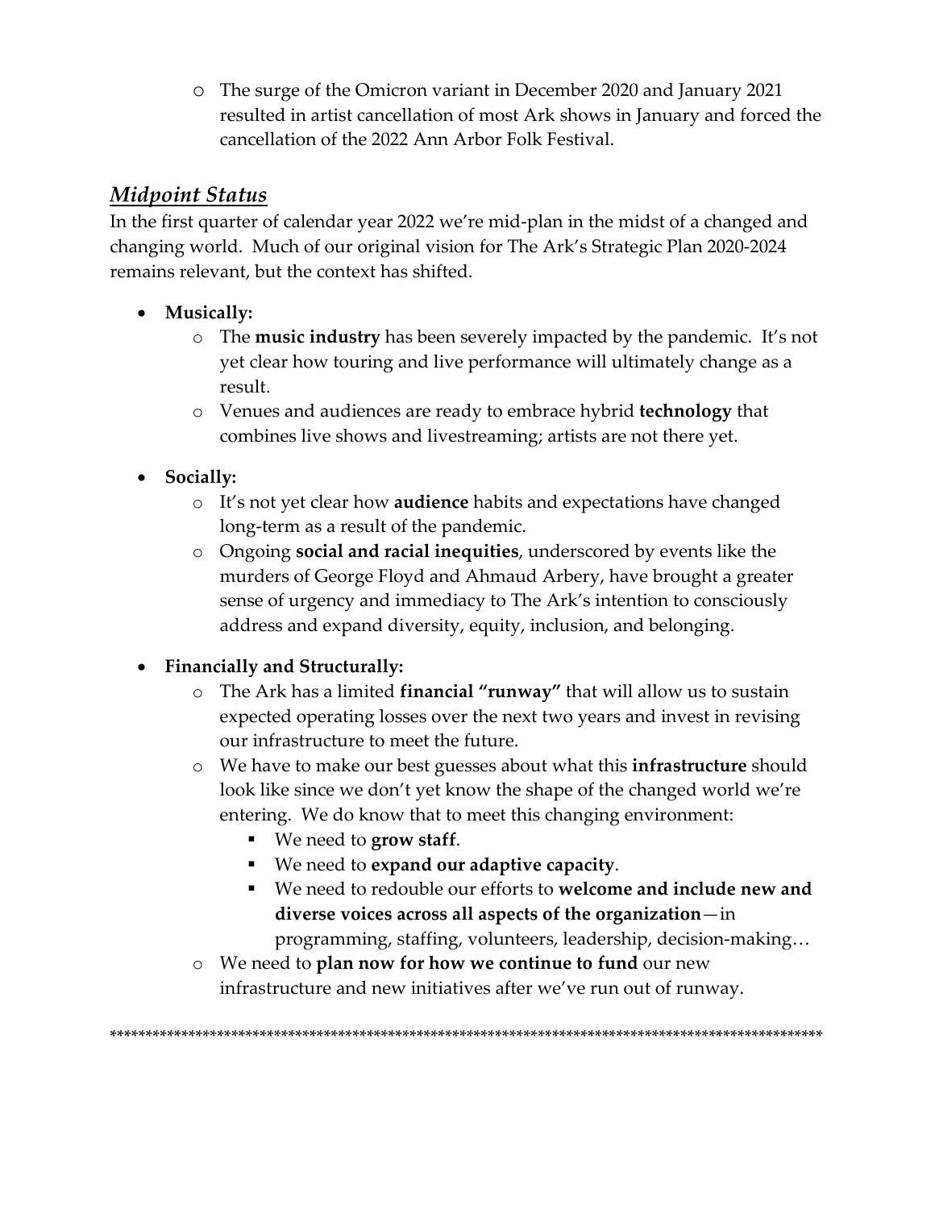- The surge of the Omicron variant in December 2020 and January 2021 resulted in artist cancellation of most Ark shows in January and forced the cancellation of the 2022 Ann Arbor Folk Festival.

## ***Midpoint Status***

In the first quarter of calendar year 2022 we're mid-plan in the midst of a changed and changing world. Much of our original vision for The Ark's Strategic Plan 2020-2024 remains relevant, but the context has shifted.

- **Musically:**
  - The **music industry** has been severely impacted by the pandemic. It's not yet clear how touring and live performance will ultimately change as a result.
  - Venues and audiences are ready to embrace hybrid **technology** that combines live shows and livestreaming; artists are not there yet.
- **Socially:**
  - It's not yet clear how **audience** habits and expectations have changed long-term as a result of the pandemic.
  - Ongoing **social and racial inequities**, underscored by events like the murders of George Floyd and Ahmaud Arbery, have brought a greater sense of urgency and immediacy to The Ark's intention to consciously address and expand diversity, equity, inclusion, and belonging.
- **Financially and Structurally:**
  - The Ark has a limited **financial "runway"** that will allow us to sustain expected operating losses over the next two years and invest in revising our infrastructure to meet the future.
  - We have to make our best guesses about what this **infrastructure** should look like since we don't yet know the shape of the changed world we're entering. We do know that to meet this changing environment:
    - We need to **grow staff**.
    - We need to **expand our adaptive capacity**.
    - We need to redouble our efforts to **welcome and include new and diverse voices across all aspects of the organization**—in programming, staffing, volunteers, leadership, decision-making…
  - We need to **plan now for how we continue to fund** our new infrastructure and new initiatives after we've run out of runway.

\*\*\*\*\*\*\*\*\*\*\*\*\*\*\*\*\*\*\*\*\*\*\*\*\*\*\*\*\*\*\*\*\*\*\*\*\*\*\*\*\*\*\*\*\*\*\*\*\*\*\*\*\*\*\*\*\*\*\*\*\*\*\*\*\*\*\*\*\*\*\*\*\*\*\*\*\*\*\*\*\*\*\*\*\*\*\*\*\*\*\*\*\*\*\*\*\*\*\*\*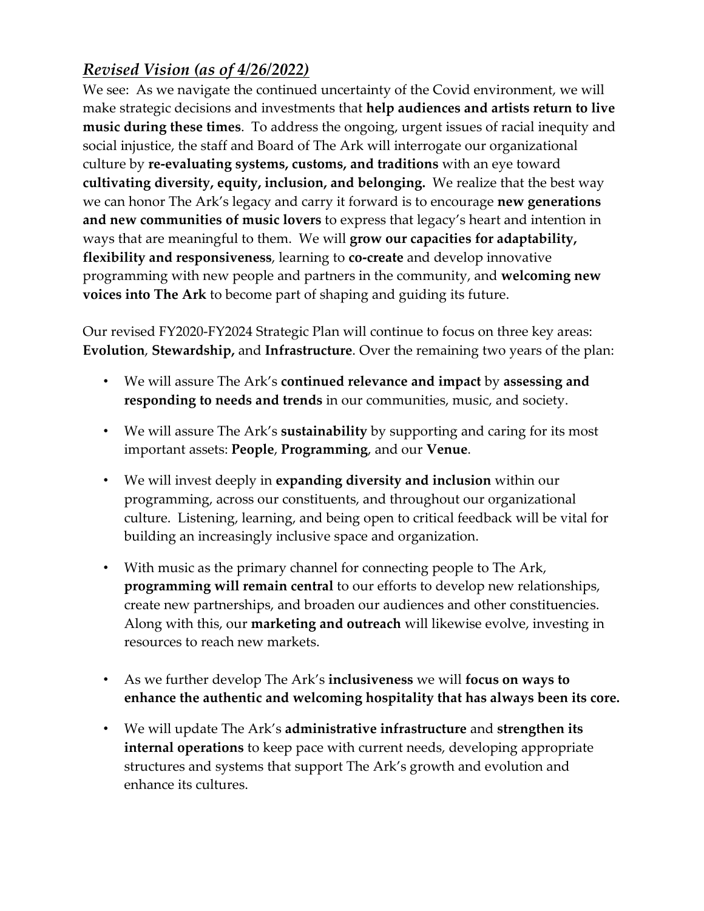## *Revised Vision (as of 4/26/2022)*

We see: As we navigate the continued uncertainty of the Covid environment, we will make strategic decisions and investments that **help audiences and artists return to live music during these times**. To address the ongoing, urgent issues of racial inequity and social injustice, the staff and Board of The Ark will interrogate our organizational culture by **re-evaluating systems, customs, and traditions** with an eye toward **cultivating diversity, equity, inclusion, and belonging.** We realize that the best way we can honor The Ark's legacy and carry it forward is to encourage **new generations and new communities of music lovers** to express that legacy's heart and intention in ways that are meaningful to them. We will **grow our capacities for adaptability, flexibility and responsiveness**, learning to **co-create** and develop innovative programming with new people and partners in the community, and **welcoming new voices into The Ark** to become part of shaping and guiding its future.

Our revised FY2020-FY2024 Strategic Plan will continue to focus on three key areas: **Evolution**, **Stewardship,** and **Infrastructure**. Over the remaining two years of the plan:

- We will assure The Ark's **continued relevance and impact** by **assessing and responding to needs and trends** in our communities, music, and society.
- We will assure The Ark's **sustainability** by supporting and caring for its most important assets: **People**, **Programming**, and our **Venue**.
- We will invest deeply in **expanding diversity and inclusion** within our programming, across our constituents, and throughout our organizational culture. Listening, learning, and being open to critical feedback will be vital for building an increasingly inclusive space and organization.
- With music as the primary channel for connecting people to The Ark, **programming will remain central** to our efforts to develop new relationships, create new partnerships, and broaden our audiences and other constituencies. Along with this, our **marketing and outreach** will likewise evolve, investing in resources to reach new markets.
- As we further develop The Ark's **inclusiveness** we will **focus on ways to enhance the authentic and welcoming hospitality that has always been its core.**
- We will update The Ark's **administrative infrastructure** and **strengthen its internal operations** to keep pace with current needs, developing appropriate structures and systems that support The Ark's growth and evolution and enhance its cultures.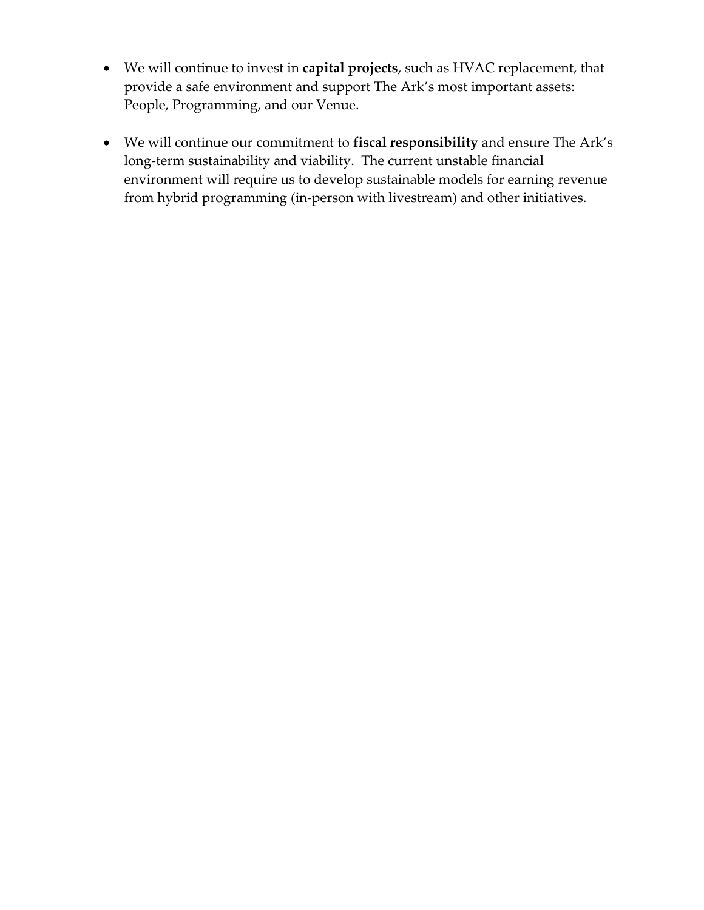- We will continue to invest in **capital projects**, such as HVAC replacement, that provide a safe environment and support The Ark's most important assets: People, Programming, and our Venue.

- We will continue our commitment to **fiscal responsibility** and ensure The Ark's long-term sustainability and viability. The current unstable financial environment will require us to develop sustainable models for earning revenue from hybrid programming (in-person with livestream) and other initiatives.